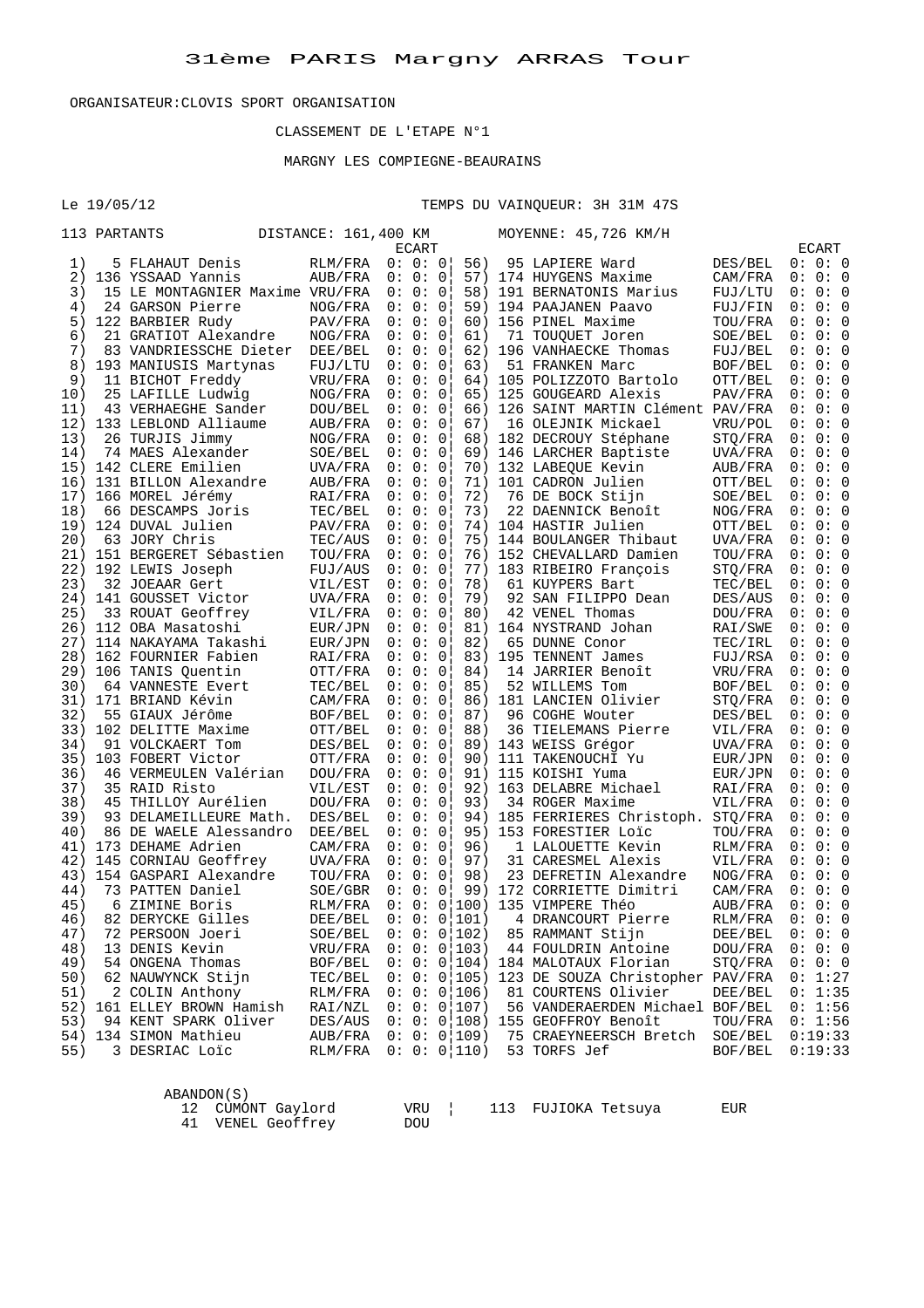# 31ème PARIS Margny ARRAS Tour

ORGANISATEUR:CLOVIS SPORT ORGANISATION

CLASSEMENT DE L'ETAPE N°1

MARGNY LES COMPIEGNE-BEAURAINS

Le 19/05/12 TEMPS DU VAINQUEUR: 3H 31M 47S

113 PARTANTS DISTANCE: 161,400 KM MOYENNE: 45,726 KM/H

| Rang | Dos. | Nom | Équipe | ECART |
|---|---|---|---|---|
| 1) | 5 | FLAHAUT Denis | RLM/FRA | 0: 0: 0 |
| 2) | 136 | YSSAAD Yannis | AUB/FRA | 0: 0: 0 |
| 3) | 15 | LE MONTAGNIER Maxime | VRU/FRA | 0: 0: 0 |
| 4) | 24 | GARSON Pierre | NOG/FRA | 0: 0: 0 |
| 5) | 122 | BARBIER Rudy | PAV/FRA | 0: 0: 0 |
| 6) | 21 | GRATIOT Alexandre | NOG/FRA | 0: 0: 0 |
| 7) | 83 | VANDRIESSCHE Dieter | DEE/BEL | 0: 0: 0 |
| 8) | 193 | MANIUSIS Martynas | FUJ/LTU | 0: 0: 0 |
| 9) | 11 | BICHOT Freddy | VRU/FRA | 0: 0: 0 |
| 10) | 25 | LAFILLE Ludwig | NOG/FRA | 0: 0: 0 |
| 11) | 43 | VERHAEGHE Sander | DOU/BEL | 0: 0: 0 |
| 12) | 133 | LEBLOND Alliaume | AUB/FRA | 0: 0: 0 |
| 13) | 26 | TURJIS Jimmy | NOG/FRA | 0: 0: 0 |
| 14) | 74 | MAES Alexander | SOE/BEL | 0: 0: 0 |
| 15) | 142 | CLERE Emilien | UVA/FRA | 0: 0: 0 |
| 16) | 131 | BILLON Alexandre | AUB/FRA | 0: 0: 0 |
| 17) | 166 | MOREL Jérémy | RAI/FRA | 0: 0: 0 |
| 18) | 66 | DESCAMPS Joris | TEC/BEL | 0: 0: 0 |
| 19) | 124 | DUVAL Julien | PAV/FRA | 0: 0: 0 |
| 20) | 63 | JORY Chris | TEC/AUS | 0: 0: 0 |
| 21) | 151 | BERGERET Sébastien | TOU/FRA | 0: 0: 0 |
| 22) | 192 | LEWIS Joseph | FUJ/AUS | 0: 0: 0 |
| 23) | 32 | JOEAAR Gert | VIL/EST | 0: 0: 0 |
| 24) | 141 | GOUSSET Victor | UVA/FRA | 0: 0: 0 |
| 25) | 33 | ROUAT Geoffrey | VIL/FRA | 0: 0: 0 |
| 26) | 112 | OBA Masatoshi | EUR/JPN | 0: 0: 0 |
| 27) | 114 | NAKAYAMA Takashi | EUR/JPN | 0: 0: 0 |
| 28) | 162 | FOURNIER Fabien | RAI/FRA | 0: 0: 0 |
| 29) | 106 | TANIS Quentin | OTT/FRA | 0: 0: 0 |
| 30) | 64 | VANNESTE Evert | TEC/BEL | 0: 0: 0 |
| 31) | 171 | BRIAND Kévin | CAM/FRA | 0: 0: 0 |
| 32) | 55 | GIAUX Jérôme | BOF/BEL | 0: 0: 0 |
| 33) | 102 | DELITTE Maxime | OTT/BEL | 0: 0: 0 |
| 34) | 91 | VOLCKAERT Tom | DES/BEL | 0: 0: 0 |
| 35) | 103 | FOBERT Victor | OTT/FRA | 0: 0: 0 |
| 36) | 46 | VERMEULEN Valérian | DOU/FRA | 0: 0: 0 |
| 37) | 35 | RAID Risto | VIL/EST | 0: 0: 0 |
| 38) | 45 | THILLOY Aurélien | DOU/FRA | 0: 0: 0 |
| 39) | 93 | DELAMEILLEURE Math. | DES/BEL | 0: 0: 0 |
| 40) | 86 | DE WAELE Alessandro | DEE/BEL | 0: 0: 0 |
| 41) | 173 | DEHAME Adrien | CAM/FRA | 0: 0: 0 |
| 42) | 145 | CORNIAU Geoffrey | UVA/FRA | 0: 0: 0 |
| 43) | 154 | GASPARI Alexandre | TOU/FRA | 0: 0: 0 |
| 44) | 73 | PATTEN Daniel | SOE/GBR | 0: 0: 0 |
| 45) | 6 | ZIMINE Boris | RLM/FRA | 0: 0: 0 |
| 46) | 82 | DERYCKE Gilles | DEE/BEL | 0: 0: 0 |
| 47) | 72 | PERSOON Joeri | SOE/BEL | 0: 0: 0 |
| 48) | 13 | DENIS Kevin | VRU/FRA | 0: 0: 0 |
| 49) | 54 | ONGENA Thomas | BOF/BEL | 0: 0: 0 |
| 50) | 62 | NAUWYNCK Stijn | TEC/BEL | 0: 0: 0 |
| 51) | 2 | COLIN Anthony | RLM/FRA | 0: 0: 0 |
| 52) | 161 | ELLEY BROWN Hamish | RAI/NZL | 0: 0: 0 |
| 53) | 94 | KENT SPARK Oliver | DES/AUS | 0: 0: 0 |
| 54) | 134 | SIMON Mathieu | AUB/FRA | 0: 0: 0 |
| 55) | 3 | DESRIAC Loïc | RLM/FRA | 0: 0: 0 |
| 56) | 95 | LAPIERE Ward | DES/BEL | 0: 0: 0 |
| 57) | 174 | HUYGENS Maxime | CAM/FRA | 0: 0: 0 |
| 58) | 191 | BERNATONIS Marius | FUJ/LTU | 0: 0: 0 |
| 59) | 194 | PAAJANEN Paavo | FUJ/FIN | 0: 0: 0 |
| 60) | 156 | PINEL Maxime | TOU/FRA | 0: 0: 0 |
| 61) | 71 | TOUQUET Joren | SOE/BEL | 0: 0: 0 |
| 62) | 196 | VANHAECKE Thomas | FUJ/BEL | 0: 0: 0 |
| 63) | 51 | FRANKEN Marc | BOF/BEL | 0: 0: 0 |
| 64) | 105 | POLIZZOTO Bartolo | OTT/BEL | 0: 0: 0 |
| 65) | 125 | GOUGEARD Alexis | PAV/FRA | 0: 0: 0 |
| 66) | 126 | SAINT MARTIN Clément | PAV/FRA | 0: 0: 0 |
| 67) | 16 | OLEJNIK Mickael | VRU/POL | 0: 0: 0 |
| 68) | 182 | DECROUY Stéphane | STQ/FRA | 0: 0: 0 |
| 69) | 146 | LARCHER Baptiste | UVA/FRA | 0: 0: 0 |
| 70) | 132 | LABEQUE Kevin | AUB/FRA | 0: 0: 0 |
| 71) | 101 | CADRON Julien | OTT/BEL | 0: 0: 0 |
| 72) | 76 | DE BOCK Stijn | SOE/BEL | 0: 0: 0 |
| 73) | 22 | DAENNICK Benoît | NOG/FRA | 0: 0: 0 |
| 74) | 104 | HASTIR Julien | OTT/BEL | 0: 0: 0 |
| 75) | 144 | BOULANGER Thibaut | UVA/FRA | 0: 0: 0 |
| 76) | 152 | CHEVALLARD Damien | TOU/FRA | 0: 0: 0 |
| 77) | 183 | RIBEIRO François | STQ/FRA | 0: 0: 0 |
| 78) | 61 | KUYPERS Bart | TEC/BEL | 0: 0: 0 |
| 79) | 92 | SAN FILIPPO Dean | DES/AUS | 0: 0: 0 |
| 80) | 42 | VENEL Thomas | DOU/FRA | 0: 0: 0 |
| 81) | 164 | NYSTRAND Johan | RAI/SWE | 0: 0: 0 |
| 82) | 65 | DUNNE Conor | TEC/IRL | 0: 0: 0 |
| 83) | 195 | TENNENT James | FUJ/RSA | 0: 0: 0 |
| 84) | 14 | JARRIER Benoît | VRU/FRA | 0: 0: 0 |
| 85) | 52 | WILLEMS Tom | BOF/BEL | 0: 0: 0 |
| 86) | 181 | LANCIEN Olivier | STQ/FRA | 0: 0: 0 |
| 87) | 96 | COGHE Wouter | DES/BEL | 0: 0: 0 |
| 88) | 36 | TIELEMANS Pierre | VIL/FRA | 0: 0: 0 |
| 89) | 143 | WEISS Grégor | UVA/FRA | 0: 0: 0 |
| 90) | 111 | TAKENOUCHI Yu | EUR/JPN | 0: 0: 0 |
| 91) | 115 | KOISHI Yuma | EUR/JPN | 0: 0: 0 |
| 92) | 163 | DELABRE Michael | RAI/FRA | 0: 0: 0 |
| 93) | 34 | ROGER Maxime | VIL/FRA | 0: 0: 0 |
| 94) | 185 | FERRIERES Christoph. | STQ/FRA | 0: 0: 0 |
| 95) | 153 | FORESTIER Loïc | TOU/FRA | 0: 0: 0 |
| 96) | 1 | LALOUETTE Kevin | RLM/FRA | 0: 0: 0 |
| 97) | 31 | CARESMEL Alexis | VIL/FRA | 0: 0: 0 |
| 98) | 23 | DEFRETIN Alexandre | NOG/FRA | 0: 0: 0 |
| 99) | 172 | CORRIETTE Dimitri | CAM/FRA | 0: 0: 0 |
| 100) | 135 | VIMPERE Théo | AUB/FRA | 0: 0: 0 |
| 101) | 4 | DRANCOURT Pierre | RLM/FRA | 0: 0: 0 |
| 102) | 85 | RAMMANT Stijn | DEE/BEL | 0: 0: 0 |
| 103) | 44 | FOULDRIN Antoine | DOU/FRA | 0: 0: 0 |
| 104) | 184 | MALOTAUX Florian | STQ/FRA | 0: 0: 0 |
| 105) | 123 | DE SOUZA Christopher | PAV/FRA | 0: 1:27 |
| 106) | 81 | COURTENS Olivier | DEE/BEL | 0: 1:35 |
| 107) | 56 | VANDERAERDEN Michael | BOF/BEL | 0: 1:56 |
| 108) | 155 | GEOFFROY Benoît | TOU/FRA | 0: 1:56 |
| 109) | 75 | CRAEYNEERSCH Bretch | SOE/BEL | 0:19:33 |
| 110) | 53 | TORFS Jef | BOF/BEL | 0:19:33 |

ABANDON(S)

| Dos. | Nom | Équipe |
|---|---|---|
| 12 | CUMONT Gaylord | VRU |
| 41 | VENEL Geoffrey | DOU |
| 113 | FUJIOKA Tetsuya | EUR |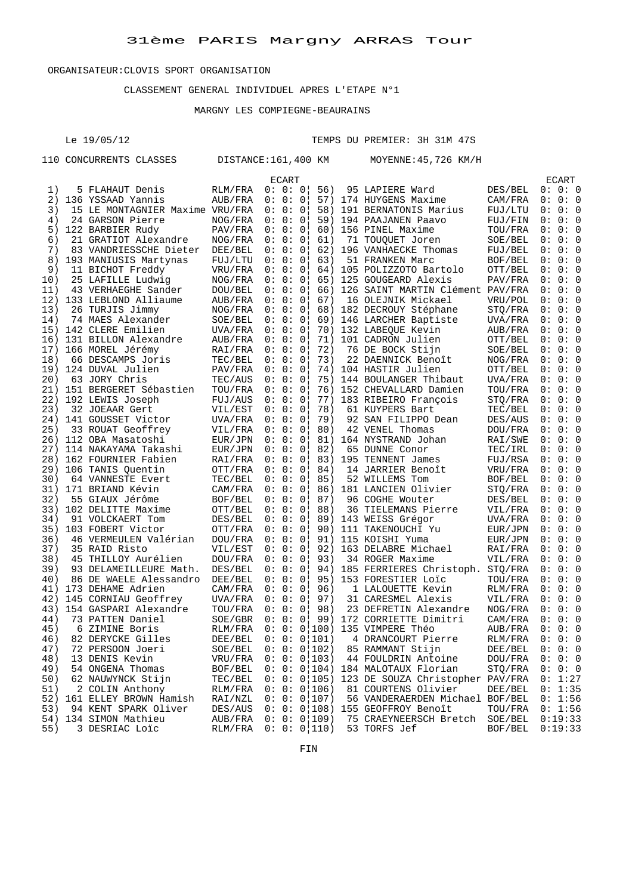# 31ème PARIS Margny ARRAS Tour

ORGANISATEUR:CLOVIS SPORT ORGANISATION

CLASSEMENT GENERAL INDIVIDUEL APRES L'ETAPE N°1

MARGNY LES COMPIEGNE-BEAURAINS

Le 19/05/12 — TEMPS DU PREMIER: 3H 31M 47S

110 CONCURRENTS CLASSES — DISTANCE:161,400 KM — MOYENNE:45,726 KM/H

| Pl. | Dos. | Nom | Équipe | ECART |
|---|---|---|---|---|
| 1) | 5 | FLAHAUT Denis | RLM/FRA | 0: 0: 0 |
| 2) | 136 | YSSAAD Yannis | AUB/FRA | 0: 0: 0 |
| 3) | 15 | LE MONTAGNIER Maxime | VRU/FRA | 0: 0: 0 |
| 4) | 24 | GARSON Pierre | NOG/FRA | 0: 0: 0 |
| 5) | 122 | BARBIER Rudy | PAV/FRA | 0: 0: 0 |
| 6) | 21 | GRATIOT Alexandre | NOG/FRA | 0: 0: 0 |
| 7) | 83 | VANDRIESSCHE Dieter | DEE/BEL | 0: 0: 0 |
| 8) | 193 | MANIUSIS Martynas | FUJ/LTU | 0: 0: 0 |
| 9) | 11 | BICHOT Freddy | VRU/FRA | 0: 0: 0 |
| 10) | 25 | LAFILLE Ludwig | NOG/FRA | 0: 0: 0 |
| 11) | 43 | VERHAEGHE Sander | DOU/BEL | 0: 0: 0 |
| 12) | 133 | LEBLOND Alliaume | AUB/FRA | 0: 0: 0 |
| 13) | 26 | TURJIS Jimmy | NOG/FRA | 0: 0: 0 |
| 14) | 74 | MAES Alexander | SOE/BEL | 0: 0: 0 |
| 15) | 142 | CLERE Emilien | UVA/FRA | 0: 0: 0 |
| 16) | 131 | BILLON Alexandre | AUB/FRA | 0: 0: 0 |
| 17) | 166 | MOREL Jérémy | RAI/FRA | 0: 0: 0 |
| 18) | 66 | DESCAMPS Joris | TEC/BEL | 0: 0: 0 |
| 19) | 124 | DUVAL Julien | PAV/FRA | 0: 0: 0 |
| 20) | 63 | JORY Chris | TEC/AUS | 0: 0: 0 |
| 21) | 151 | BERGERET Sébastien | TOU/FRA | 0: 0: 0 |
| 22) | 192 | LEWIS Joseph | FUJ/AUS | 0: 0: 0 |
| 23) | 32 | JOEAAR Gert | VIL/EST | 0: 0: 0 |
| 24) | 141 | GOUSSET Victor | UVA/FRA | 0: 0: 0 |
| 25) | 33 | ROUAT Geoffrey | VIL/FRA | 0: 0: 0 |
| 26) | 112 | OBA Masatoshi | EUR/JPN | 0: 0: 0 |
| 27) | 114 | NAKAYAMA Takashi | EUR/JPN | 0: 0: 0 |
| 28) | 162 | FOURNIER Fabien | RAI/FRA | 0: 0: 0 |
| 29) | 106 | TANIS Quentin | OTT/FRA | 0: 0: 0 |
| 30) | 64 | VANNESTE Evert | TEC/BEL | 0: 0: 0 |
| 31) | 171 | BRIAND Kévin | CAM/FRA | 0: 0: 0 |
| 32) | 55 | GIAUX Jérôme | BOF/BEL | 0: 0: 0 |
| 33) | 102 | DELITTE Maxime | OTT/BEL | 0: 0: 0 |
| 34) | 91 | VOLCKAERT Tom | DES/BEL | 0: 0: 0 |
| 35) | 103 | FOBERT Victor | OTT/FRA | 0: 0: 0 |
| 36) | 46 | VERMEULEN Valérian | DOU/FRA | 0: 0: 0 |
| 37) | 35 | RAID Risto | VIL/EST | 0: 0: 0 |
| 38) | 45 | THILLOY Aurélien | DOU/FRA | 0: 0: 0 |
| 39) | 93 | DELAMEILLEURE Math. | DES/BEL | 0: 0: 0 |
| 40) | 86 | DE WAELE Alessandro | DEE/BEL | 0: 0: 0 |
| 41) | 173 | DEHAME Adrien | CAM/FRA | 0: 0: 0 |
| 42) | 145 | CORNIAU Geoffrey | UVA/FRA | 0: 0: 0 |
| 43) | 154 | GASPARI Alexandre | TOU/FRA | 0: 0: 0 |
| 44) | 73 | PATTEN Daniel | SOE/GBR | 0: 0: 0 |
| 45) | 6 | ZIMINE Boris | RLM/FRA | 0: 0: 0 |
| 46) | 82 | DERYCKE Gilles | DEE/BEL | 0: 0: 0 |
| 47) | 72 | PERSOON Joeri | SOE/BEL | 0: 0: 0 |
| 48) | 13 | DENIS Kevin | VRU/FRA | 0: 0: 0 |
| 49) | 54 | ONGENA Thomas | BOF/BEL | 0: 0: 0 |
| 50) | 62 | NAUWYNCK Stijn | TEC/BEL | 0: 0: 0 |
| 51) | 2 | COLIN Anthony | RLM/FRA | 0: 0: 0 |
| 52) | 161 | ELLEY BROWN Hamish | RAI/NZL | 0: 0: 0 |
| 53) | 94 | KENT SPARK Oliver | DES/AUS | 0: 0: 0 |
| 54) | 134 | SIMON Mathieu | AUB/FRA | 0: 0: 0 |
| 55) | 3 | DESRIAC Loïc | RLM/FRA | 0: 0: 0 |
| 56) | 95 | LAPIERE Ward | DES/BEL | 0: 0: 0 |
| 57) | 174 | HUYGENS Maxime | CAM/FRA | 0: 0: 0 |
| 58) | 191 | BERNATONIS Marius | FUJ/LTU | 0: 0: 0 |
| 59) | 194 | PAAJANEN Paavo | FUJ/FIN | 0: 0: 0 |
| 60) | 156 | PINEL Maxime | TOU/FRA | 0: 0: 0 |
| 61) | 71 | TOUQUET Joren | SOE/BEL | 0: 0: 0 |
| 62) | 196 | VANHAECKE Thomas | FUJ/BEL | 0: 0: 0 |
| 63) | 51 | FRANKEN Marc | BOF/BEL | 0: 0: 0 |
| 64) | 105 | POLIZZOTO Bartolo | OTT/BEL | 0: 0: 0 |
| 65) | 125 | GOUGEARD Alexis | PAV/FRA | 0: 0: 0 |
| 66) | 126 | SAINT MARTIN Clément | PAV/FRA | 0: 0: 0 |
| 67) | 16 | OLEJNIK Mickael | VRU/POL | 0: 0: 0 |
| 68) | 182 | DECROUY Stéphane | STQ/FRA | 0: 0: 0 |
| 69) | 146 | LARCHER Baptiste | UVA/FRA | 0: 0: 0 |
| 70) | 132 | LABEQUE Kevin | AUB/FRA | 0: 0: 0 |
| 71) | 101 | CADRON Julien | OTT/BEL | 0: 0: 0 |
| 72) | 76 | DE BOCK Stijn | SOE/BEL | 0: 0: 0 |
| 73) | 22 | DAENNICK Benoît | NOG/FRA | 0: 0: 0 |
| 74) | 104 | HASTIR Julien | OTT/BEL | 0: 0: 0 |
| 75) | 144 | BOULANGER Thibaut | UVA/FRA | 0: 0: 0 |
| 76) | 152 | CHEVALLARD Damien | TOU/FRA | 0: 0: 0 |
| 77) | 183 | RIBEIRO François | STQ/FRA | 0: 0: 0 |
| 78) | 61 | KUYPERS Bart | TEC/BEL | 0: 0: 0 |
| 79) | 92 | SAN FILIPPO Dean | DES/AUS | 0: 0: 0 |
| 80) | 42 | VENEL Thomas | DOU/FRA | 0: 0: 0 |
| 81) | 164 | NYSTRAND Johan | RAI/SWE | 0: 0: 0 |
| 82) | 65 | DUNNE Conor | TEC/IRL | 0: 0: 0 |
| 83) | 195 | TENNENT James | FUJ/RSA | 0: 0: 0 |
| 84) | 14 | JARRIER Benoît | VRU/FRA | 0: 0: 0 |
| 85) | 52 | WILLEMS Tom | BOF/BEL | 0: 0: 0 |
| 86) | 181 | LANCIEN Olivier | STQ/FRA | 0: 0: 0 |
| 87) | 96 | COGHE Wouter | DES/BEL | 0: 0: 0 |
| 88) | 36 | TIELEMANS Pierre | VIL/FRA | 0: 0: 0 |
| 89) | 143 | WEISS Grégor | UVA/FRA | 0: 0: 0 |
| 90) | 111 | TAKENOUCHI Yu | EUR/JPN | 0: 0: 0 |
| 91) | 115 | KOISHI Yuma | EUR/JPN | 0: 0: 0 |
| 92) | 163 | DELABRE Michael | RAI/FRA | 0: 0: 0 |
| 93) | 34 | ROGER Maxime | VIL/FRA | 0: 0: 0 |
| 94) | 185 | FERRIERES Christoph. | STQ/FRA | 0: 0: 0 |
| 95) | 153 | FORESTIER Loïc | TOU/FRA | 0: 0: 0 |
| 96) | 1 | LALOUETTE Kevin | RLM/FRA | 0: 0: 0 |
| 97) | 31 | CARESMEL Alexis | VIL/FRA | 0: 0: 0 |
| 98) | 23 | DEFRETIN Alexandre | NOG/FRA | 0: 0: 0 |
| 99) | 172 | CORRIETTE Dimitri | CAM/FRA | 0: 0: 0 |
| 100) | 135 | VIMPERE Théo | AUB/FRA | 0: 0: 0 |
| 101) | 4 | DRANCOURT Pierre | RLM/FRA | 0: 0: 0 |
| 102) | 85 | RAMMANT Stijn | DEE/BEL | 0: 0: 0 |
| 103) | 44 | FOULDRIN Antoine | DOU/FRA | 0: 0: 0 |
| 104) | 184 | MALOTAUX Florian | STQ/FRA | 0: 0: 0 |
| 105) | 123 | DE SOUZA Christopher | PAV/FRA | 0: 1:27 |
| 106) | 81 | COURTENS Olivier | DEE/BEL | 0: 1:35 |
| 107) | 56 | VANDERAERDEN Michael | BOF/BEL | 0: 1:56 |
| 108) | 155 | GEOFFROY Benoît | TOU/FRA | 0: 1:56 |
| 109) | 75 | CRAEYNEERSCH Bretch | SOE/BEL | 0:19:33 |
| 110) | 53 | TORFS Jef | BOF/BEL | 0:19:33 |

FIN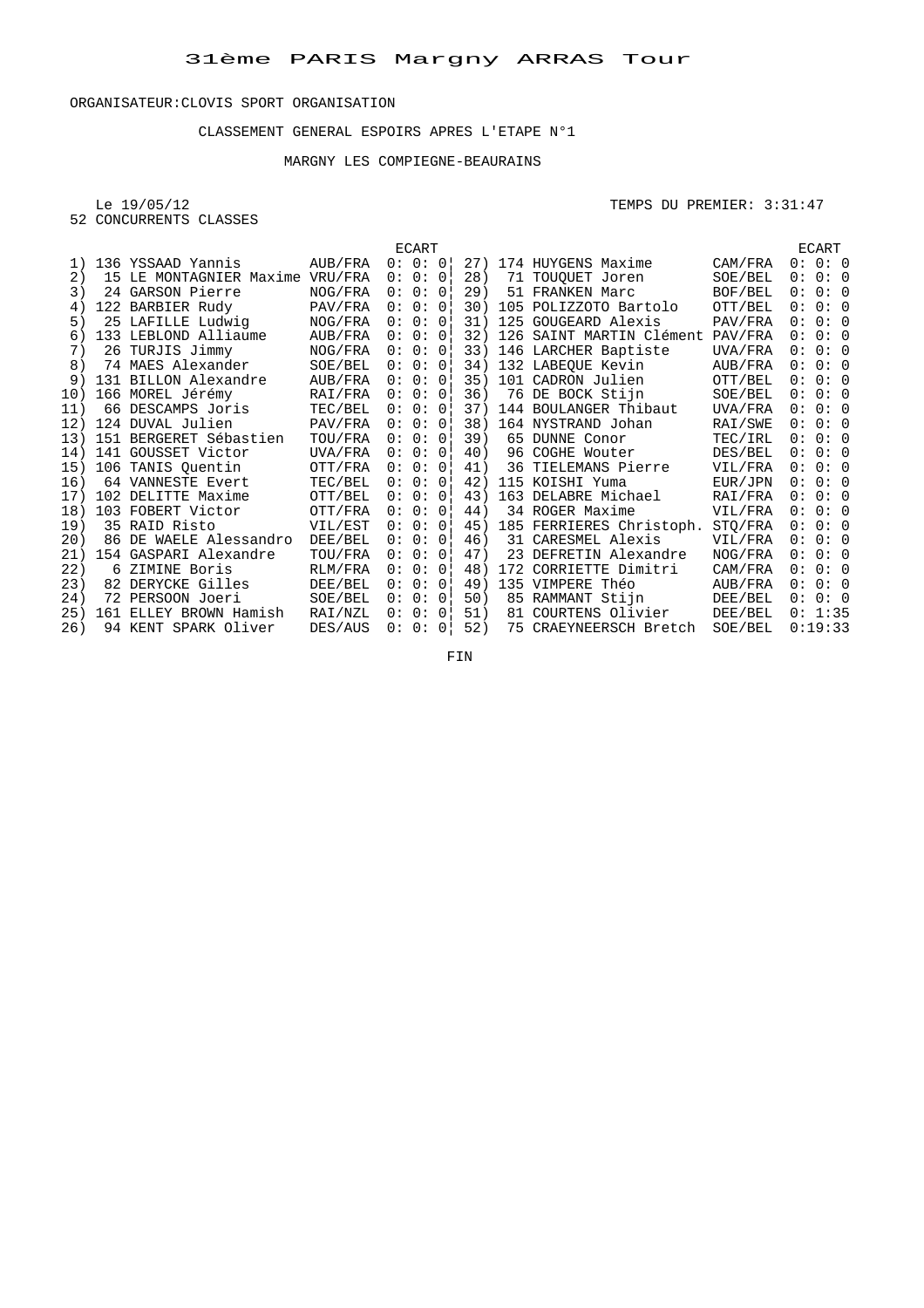# 31ème PARIS Margny ARRAS Tour

ORGANISATEUR:CLOVIS SPORT ORGANISATION

CLASSEMENT GENERAL ESPOIRS APRES L'ETAPE N°1

MARGNY LES COMPIEGNE-BEAURAINS

Le 19/05/12

TEMPS DU PREMIER: 3:31:47

52 CONCURRENTS CLASSES

| Pl. | Dos. | Nom | Équipe | ECART | Pl. | Dos. | Nom | Équipe | ECART |
|---|---|---|---|---|---|---|---|---|---|
| 1) | 136 | YSSAAD Yannis | AUB/FRA | 0: 0: 0 | 27) | 174 | HUYGENS Maxime | CAM/FRA | 0: 0: 0 |
| 2) | 15 | LE MONTAGNIER Maxime | VRU/FRA | 0: 0: 0 | 28) | 71 | TOUQUET Joren | SOE/BEL | 0: 0: 0 |
| 3) | 24 | GARSON Pierre | NOG/FRA | 0: 0: 0 | 29) | 51 | FRANKEN Marc | BOF/BEL | 0: 0: 0 |
| 4) | 122 | BARBIER Rudy | PAV/FRA | 0: 0: 0 | 30) | 105 | POLIZZOTO Bartolo | OTT/BEL | 0: 0: 0 |
| 5) | 25 | LAFILLE Ludwig | NOG/FRA | 0: 0: 0 | 31) | 125 | GOUGEARD Alexis | PAV/FRA | 0: 0: 0 |
| 6) | 133 | LEBLOND Alliaume | AUB/FRA | 0: 0: 0 | 32) | 126 | SAINT MARTIN Clément | PAV/FRA | 0: 0: 0 |
| 7) | 26 | TURJIS Jimmy | NOG/FRA | 0: 0: 0 | 33) | 146 | LARCHER Baptiste | UVA/FRA | 0: 0: 0 |
| 8) | 74 | MAES Alexander | SOE/BEL | 0: 0: 0 | 34) | 132 | LABEQUE Kevin | AUB/FRA | 0: 0: 0 |
| 9) | 131 | BILLON Alexandre | AUB/FRA | 0: 0: 0 | 35) | 101 | CADRON Julien | OTT/BEL | 0: 0: 0 |
| 10) | 166 | MOREL Jérémy | RAI/FRA | 0: 0: 0 | 36) | 76 | DE BOCK Stijn | SOE/BEL | 0: 0: 0 |
| 11) | 66 | DESCAMPS Joris | TEC/BEL | 0: 0: 0 | 37) | 144 | BOULANGER Thibaut | UVA/FRA | 0: 0: 0 |
| 12) | 124 | DUVAL Julien | PAV/FRA | 0: 0: 0 | 38) | 164 | NYSTRAND Johan | RAI/SWE | 0: 0: 0 |
| 13) | 151 | BERGERET Sébastien | TOU/FRA | 0: 0: 0 | 39) | 65 | DUNNE Conor | TEC/IRL | 0: 0: 0 |
| 14) | 141 | GOUSSET Victor | UVA/FRA | 0: 0: 0 | 40) | 96 | COGHE Wouter | DES/BEL | 0: 0: 0 |
| 15) | 106 | TANIS Quentin | OTT/FRA | 0: 0: 0 | 41) | 36 | TIELEMANS Pierre | VIL/FRA | 0: 0: 0 |
| 16) | 64 | VANNESTE Evert | TEC/BEL | 0: 0: 0 | 42) | 115 | KOISHI Yuma | EUR/JPN | 0: 0: 0 |
| 17) | 102 | DELITTE Maxime | OTT/BEL | 0: 0: 0 | 43) | 163 | DELABRE Michael | RAI/FRA | 0: 0: 0 |
| 18) | 103 | FOBERT Victor | OTT/FRA | 0: 0: 0 | 44) | 34 | ROGER Maxime | VIL/FRA | 0: 0: 0 |
| 19) | 35 | RAID Risto | VIL/EST | 0: 0: 0 | 45) | 185 | FERRIERES Christoph. | STQ/FRA | 0: 0: 0 |
| 20) | 86 | DE WAELE Alessandro | DEE/BEL | 0: 0: 0 | 46) | 31 | CARESMEL Alexis | VIL/FRA | 0: 0: 0 |
| 21) | 154 | GASPARI Alexandre | TOU/FRA | 0: 0: 0 | 47) | 23 | DEFRETIN Alexandre | NOG/FRA | 0: 0: 0 |
| 22) | 6 | ZIMINE Boris | RLM/FRA | 0: 0: 0 | 48) | 172 | CORRIETTE Dimitri | CAM/FRA | 0: 0: 0 |
| 23) | 82 | DERYCKE Gilles | DEE/BEL | 0: 0: 0 | 49) | 135 | VIMPERE Théo | AUB/FRA | 0: 0: 0 |
| 24) | 72 | PERSOON Joeri | SOE/BEL | 0: 0: 0 | 50) | 85 | RAMMANT Stijn | DEE/BEL | 0: 0: 0 |
| 25) | 161 | ELLEY BROWN Hamish | RAI/NZL | 0: 0: 0 | 51) | 81 | COURTENS Olivier | DEE/BEL | 0: 1:35 |
| 26) | 94 | KENT SPARK Oliver | DES/AUS | 0: 0: 0 | 52) | 75 | CRAEYNEERSCH Bretch | SOE/BEL | 0:19:33 |

FIN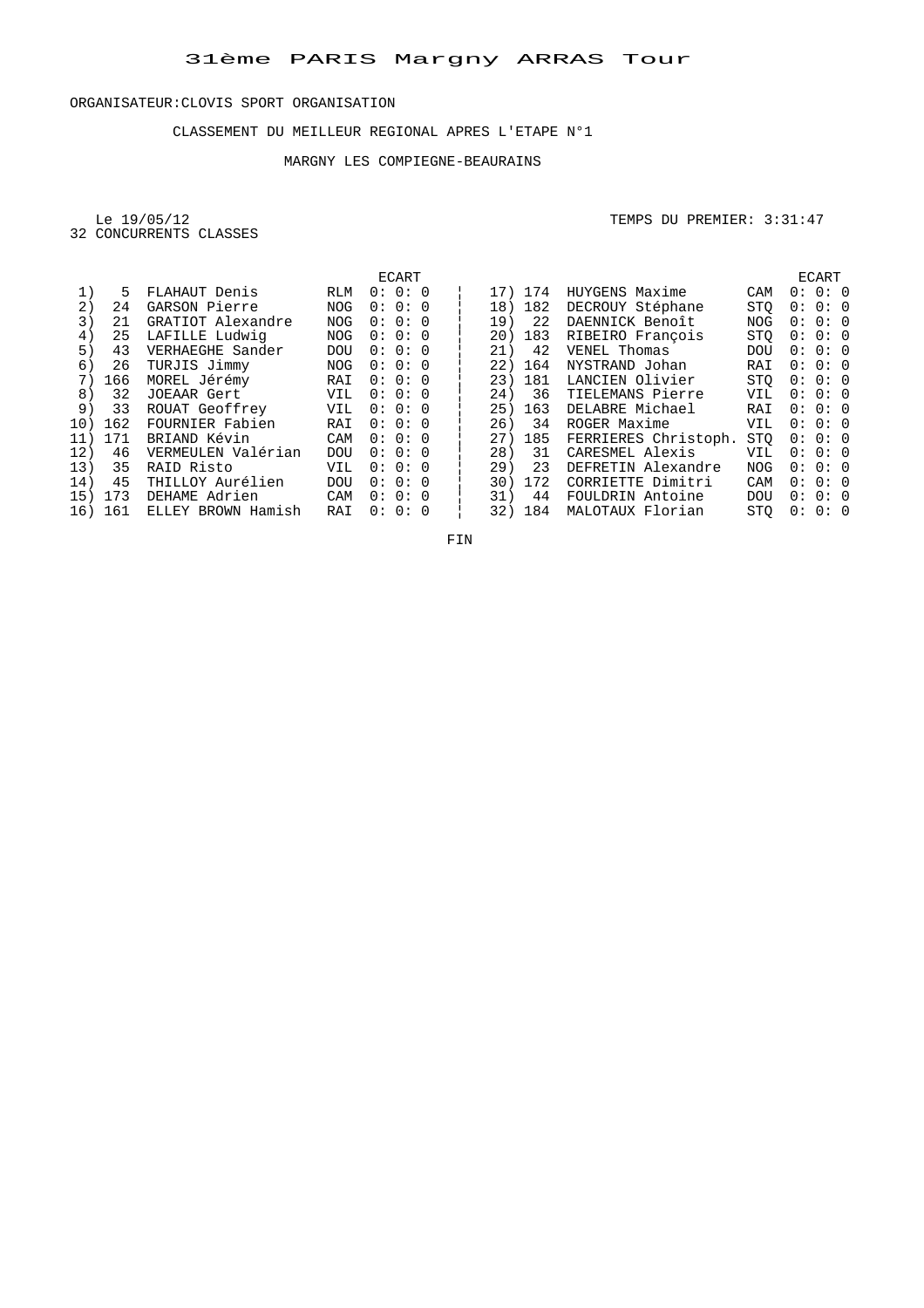# 31ème PARIS Margny ARRAS Tour

ORGANISATEUR:CLOVIS SPORT ORGANISATION

CLASSEMENT DU MEILLEUR REGIONAL APRES L'ETAPE N°1

MARGNY LES COMPIEGNE-BEAURAINS

Le 19/05/12

32 CONCURRENTS CLASSES

TEMPS DU PREMIER: 3:31:47

| | | | | ECART |
|---|---|---|---|---|
| 1) | 5 | FLAHAUT Denis | RLM | 0: 0: 0 |
| 2) | 24 | GARSON Pierre | NOG | 0: 0: 0 |
| 3) | 21 | GRATIOT Alexandre | NOG | 0: 0: 0 |
| 4) | 25 | LAFILLE Ludwig | NOG | 0: 0: 0 |
| 5) | 43 | VERHAEGHE Sander | DOU | 0: 0: 0 |
| 6) | 26 | TURJIS Jimmy | NOG | 0: 0: 0 |
| 7) | 166 | MOREL Jérémy | RAI | 0: 0: 0 |
| 8) | 32 | JOEAAR Gert | VIL | 0: 0: 0 |
| 9) | 33 | ROUAT Geoffrey | VIL | 0: 0: 0 |
| 10) | 162 | FOURNIER Fabien | RAI | 0: 0: 0 |
| 11) | 171 | BRIAND Kévin | CAM | 0: 0: 0 |
| 12) | 46 | VERMEULEN Valérian | DOU | 0: 0: 0 |
| 13) | 35 | RAID Risto | VIL | 0: 0: 0 |
| 14) | 45 | THILLOY Aurélien | DOU | 0: 0: 0 |
| 15) | 173 | DEHAME Adrien | CAM | 0: 0: 0 |
| 16) | 161 | ELLEY BROWN Hamish | RAI | 0: 0: 0 |
| 17) | 174 | HUYGENS Maxime | CAM | 0: 0: 0 |
| 18) | 182 | DECROUY Stéphane | STQ | 0: 0: 0 |
| 19) | 22 | DAENNICK Benoît | NOG | 0: 0: 0 |
| 20) | 183 | RIBEIRO François | STQ | 0: 0: 0 |
| 21) | 42 | VENEL Thomas | DOU | 0: 0: 0 |
| 22) | 164 | NYSTRAND Johan | RAI | 0: 0: 0 |
| 23) | 181 | LANCIEN Olivier | STQ | 0: 0: 0 |
| 24) | 36 | TIELEMANS Pierre | VIL | 0: 0: 0 |
| 25) | 163 | DELABRE Michael | RAI | 0: 0: 0 |
| 26) | 34 | ROGER Maxime | VIL | 0: 0: 0 |
| 27) | 185 | FERRIERES Christoph. | STQ | 0: 0: 0 |
| 28) | 31 | CARESMEL Alexis | VIL | 0: 0: 0 |
| 29) | 23 | DEFRETIN Alexandre | NOG | 0: 0: 0 |
| 30) | 172 | CORRIETTE Dimitri | CAM | 0: 0: 0 |
| 31) | 44 | FOULDRIN Antoine | DOU | 0: 0: 0 |
| 32) | 184 | MALOTAUX Florian | STQ | 0: 0: 0 |

FIN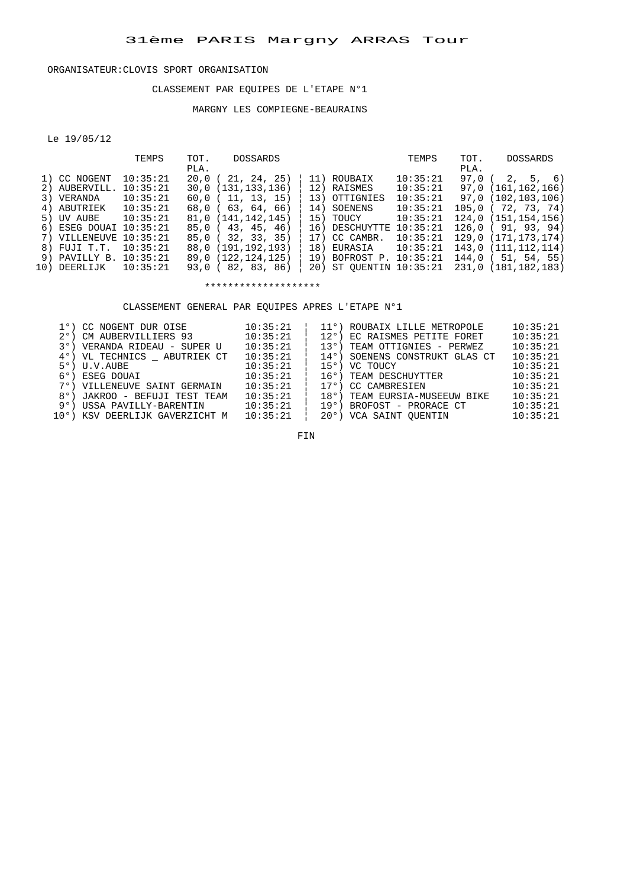# 31ème PARIS Margny ARRAS Tour

ORGANISATEUR:CLOVIS SPORT ORGANISATION

CLASSEMENT PAR EQUIPES DE L'ETAPE N°1

MARGNY LES COMPIEGNE-BEAURAINS

Le 19/05/12

| | TEMPS | TOT. PLA. | DOSSARDS | | TEMPS | TOT. PLA. | DOSSARDS |
|---|---|---|---|---|---|---|---|
| 1) CC NOGENT | 10:35:21 | 20,0 | ( 21, 24, 25) | 11) ROUBAIX | 10:35:21 | 97,0 | ( 2, 5, 6) |
| 2) AUBERVILL. | 10:35:21 | 30,0 | (131,133,136) | 12) RAISMES | 10:35:21 | 97,0 | (161,162,166) |
| 3) VERANDA | 10:35:21 | 60,0 | ( 11, 13, 15) | 13) OTTIGNIES | 10:35:21 | 97,0 | (102,103,106) |
| 4) ABUTRIEK | 10:35:21 | 68,0 | ( 63, 64, 66) | 14) SOENENS | 10:35:21 | 105,0 | ( 72, 73, 74) |
| 5) UV AUBE | 10:35:21 | 81,0 | (141,142,145) | 15) TOUCY | 10:35:21 | 124,0 | (151,154,156) |
| 6) ESEG DOUAI | 10:35:21 | 85,0 | ( 43, 45, 46) | 16) DESCHUYTTE | 10:35:21 | 126,0 | ( 91, 93, 94) |
| 7) VILLENEUVE | 10:35:21 | 85,0 | ( 32, 33, 35) | 17) CC CAMBR. | 10:35:21 | 129,0 | (171,173,174) |
| 8) FUJI T.T. | 10:35:21 | 88,0 | (191,192,193) | 18) EURASIA | 10:35:21 | 143,0 | (111,112,114) |
| 9) PAVILLY B. | 10:35:21 | 89,0 | (122,124,125) | 19) BOFROST P. | 10:35:21 | 144,0 | ( 51, 54, 55) |
| 10) DEERLIJK | 10:35:21 | 93,0 | ( 82, 83, 86) | 20) ST QUENTIN | 10:35:21 | 231,0 | (181,182,183) |

********************

CLASSEMENT GENERAL PAR EQUIPES APRES L'ETAPE N°1

| | | | |
|---|---|---|---|
| 1°) CC NOGENT DUR OISE | 10:35:21 | 11°) ROUBAIX LILLE METROPOLE | 10:35:21 |
| 2°) CM AUBERVILLIERS 93 | 10:35:21 | 12°) EC RAISMES PETITE FORET | 10:35:21 |
| 3°) VERANDA RIDEAU - SUPER U | 10:35:21 | 13°) TEAM OTTIGNIES - PERWEZ | 10:35:21 |
| 4°) VL TECHNICS _ ABUTRIEK CT | 10:35:21 | 14°) SOENENS CONSTRUKT GLAS CT | 10:35:21 |
| 5°) U.V.AUBE | 10:35:21 | 15°) VC TOUCY | 10:35:21 |
| 6°) ESEG DOUAI | 10:35:21 | 16°) TEAM DESCHUYTTER | 10:35:21 |
| 7°) VILLENEUVE SAINT GERMAIN | 10:35:21 | 17°) CC CAMBRESIEN | 10:35:21 |
| 8°) JAKROO - BEFUJI TEST TEAM | 10:35:21 | 18°) TEAM EURSIA-MUSEEUW BIKE | 10:35:21 |
| 9°) USSA PAVILLY-BARENTIN | 10:35:21 | 19°) BROFOST - PRORACE CT | 10:35:21 |
| 10°) KSV DEERLIJK GAVERZICHT M | 10:35:21 | 20°) VCA SAINT QUENTIN | 10:35:21 |

FIN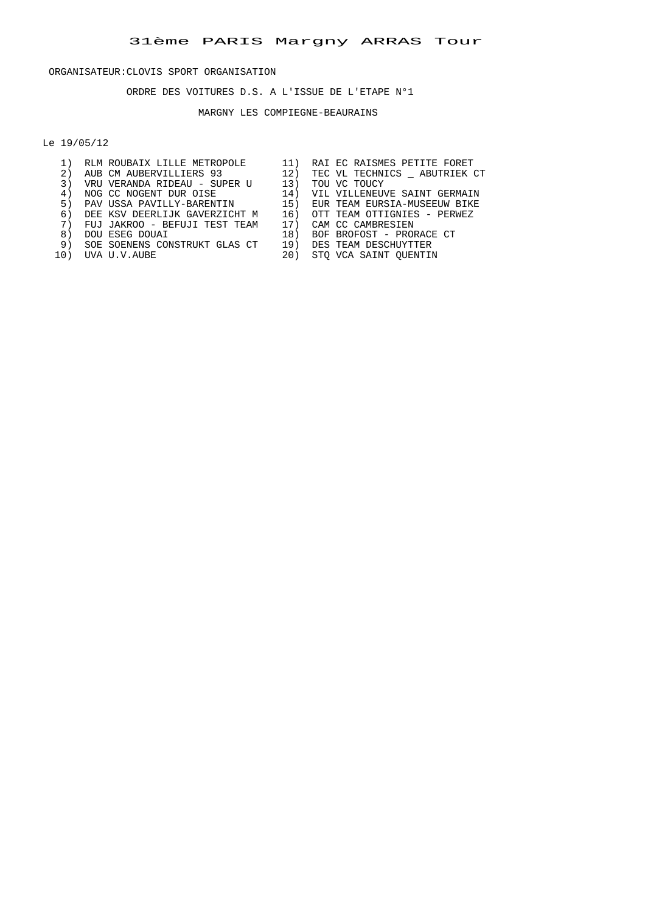# 31ème PARIS Margny ARRAS Tour

ORGANISATEUR:CLOVIS SPORT ORGANISATION

ORDRE DES VOITURES D.S. A L'ISSUE DE L'ETAPE N°1

MARGNY LES COMPIEGNE-BEAURAINS

Le 19/05/12

1) RLM ROUBAIX LILLE METROPOLE
2) AUB CM AUBERVILLIERS 93
3) VRU VERANDA RIDEAU - SUPER U
4) NOG CC NOGENT DUR OISE
5) PAV USSA PAVILLY-BARENTIN
6) DEE KSV DEERLIJK GAVERZICHT M
7) FUJ JAKROO - BEFUJI TEST TEAM
8) DOU ESEG DOUAI
9) SOE SOENENS CONSTRUKT GLAS CT
10) UVA U.V.AUBE
11) RAI EC RAISMES PETITE FORET
12) TEC VL TECHNICS _ ABUTRIEK CT
13) TOU VC TOUCY
14) VIL VILLENEUVE SAINT GERMAIN
15) EUR TEAM EURSIA-MUSEEUW BIKE
16) OTT TEAM OTTIGNIES - PERWEZ
17) CAM CC CAMBRESIEN
18) BOF BROFOST - PRORACE CT
19) DES TEAM DESCHUYTTER
20) STQ VCA SAINT QUENTIN